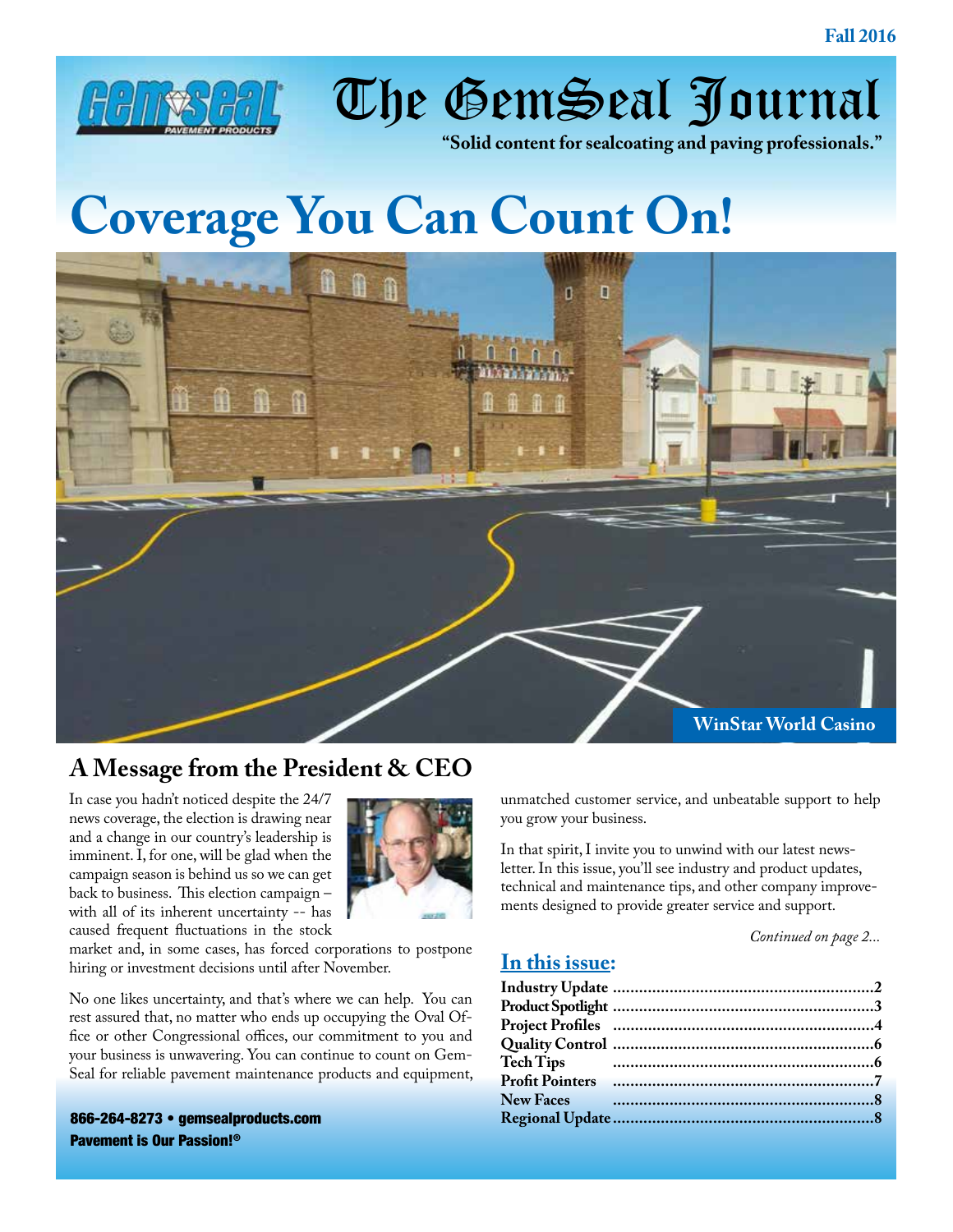Fall 2016

# The GemSeal Journal

**"Solid content for sealcoating and paving professionals."**

# Coverage You Can Count On!

WinStar World Casino

## A Message from the President & CEO

In case you hadn't noticed despite the 24/7 news coverage, the election is drawing near and a change in our country's leadership is imminent. I, for one, will be glad when the campaign season is behind us so we can get back to business. This election campaign – with all of its inherent uncertainty -- has caused frequent fluctuations in the stock market and, in some cases, has forced corporations to postpone hiring or investment decisions until after November.

No one likes uncertainty, and that's where we can help. You can rest assured that, no matter who ends up occupying the Oval Office or other Congressional offices, our commitment to you and your business is unwavering. You can continue to count on GemSeal for reliable pavement maintenance products and equipment, unmatched customer service, and unbeatable support to help you grow your business.

In that spirit, I invite you to unwind with our latest newsletter. In this issue, you'll see industry and product updates, technical and maintenance tips, and other company improvements designed to provide greater service and support.

*Continued on page 2...*

## In this issue:

**Industry Update** ........................................2
**Product Spotlight** ......................................3
**Project Profiles** ........................................4
**Quality Control** .........................................6
**Tech Tips** ..................................................6
**Profit Pointers** ..........................................7
**New Faces** ..................................................8
**Regional Update** .......................................8

**866-264-8273 • gemsealproducts.com**
**Pavement is Our Passion!®**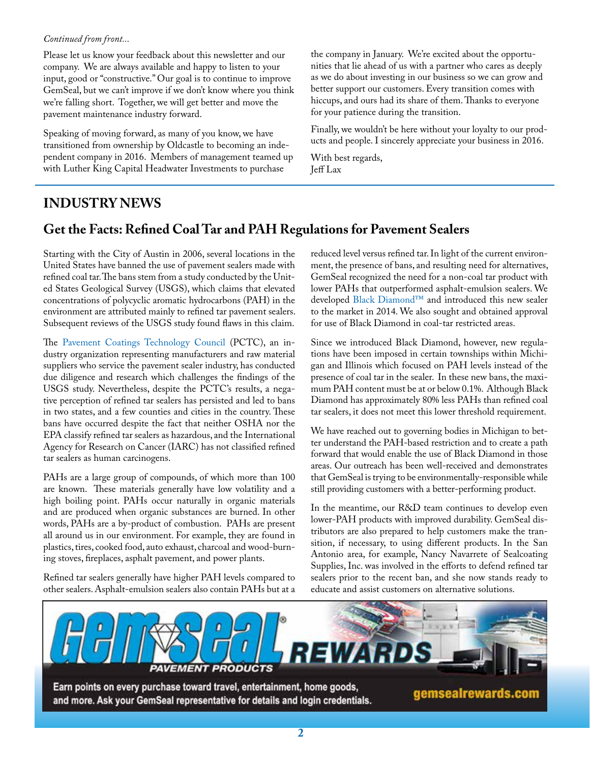*Continued from front...*

Please let us know your feedback about this newsletter and our company. We are always available and happy to listen to your input, good or "constructive." Our goal is to continue to improve GemSeal, but we can't improve if we don't know where you think we're falling short. Together, we will get better and move the pavement maintenance industry forward.

Speaking of moving forward, as many of you know, we have transitioned from ownership by Oldcastle to becoming an independent company in 2016. Members of management teamed up with Luther King Capital Headwater Investments to purchase the company in January. We're excited about the opportunities that lie ahead of us with a partner who cares as deeply as we do about investing in our business so we can grow and better support our customers. Every transition comes with hiccups, and ours had its share of them. Thanks to everyone for your patience during the transition.

Finally, we wouldn't be here without your loyalty to our products and people. I sincerely appreciate your business in 2016.

With best regards,
Jeff Lax

# INDUSTRY NEWS

## Get the Facts: Refined Coal Tar and PAH Regulations for Pavement Sealers

Starting with the City of Austin in 2006, several locations in the United States have banned the use of pavement sealers made with refined coal tar. The bans stem from a study conducted by the United States Geological Survey (USGS), which claims that elevated concentrations of polycyclic aromatic hydrocarbons (PAH) in the environment are attributed mainly to refined tar pavement sealers. Subsequent reviews of the USGS study found flaws in this claim.

The Pavement Coatings Technology Council (PCTC), an industry organization representing manufacturers and raw material suppliers who service the pavement sealer industry, has conducted due diligence and research which challenges the findings of the USGS study. Nevertheless, despite the PCTC's results, a negative perception of refined tar sealers has persisted and led to bans in two states, and a few counties and cities in the country. These bans have occurred despite the fact that neither OSHA nor the EPA classify refined tar sealers as hazardous, and the International Agency for Research on Cancer (IARC) has not classified refined tar sealers as human carcinogens.

PAHs are a large group of compounds, of which more than 100 are known. These materials generally have low volatility and a high boiling point. PAHs occur naturally in organic materials and are produced when organic substances are burned. In other words, PAHs are a by-product of combustion. PAHs are present all around us in our environment. For example, they are found in plastics, tires, cooked food, auto exhaust, charcoal and wood-burning stoves, fireplaces, asphalt pavement, and power plants.

Refined tar sealers generally have higher PAH levels compared to other sealers. Asphalt-emulsion sealers also contain PAHs but at a reduced level versus refined tar. In light of the current environment, the presence of bans, and resulting need for alternatives, GemSeal recognized the need for a non-coal tar product with lower PAHs that outperformed asphalt-emulsion sealers. We developed Black Diamond™ and introduced this new sealer to the market in 2014. We also sought and obtained approval for use of Black Diamond in coal-tar restricted areas.

Since we introduced Black Diamond, however, new regulations have been imposed in certain townships within Michigan and Illinois which focused on PAH levels instead of the presence of coal tar in the sealer. In these new bans, the maximum PAH content must be at or below 0.1%. Although Black Diamond has approximately 80% less PAHs than refined coal tar sealers, it does not meet this lower threshold requirement.

We have reached out to governing bodies in Michigan to better understand the PAH-based restriction and to create a path forward that would enable the use of Black Diamond in those areas. Our outreach has been well-received and demonstrates that GemSeal is trying to be environmentally-responsible while still providing customers with a better-performing product.

In the meantime, our R&D team continues to develop even lower-PAH products with improved durability. GemSeal distributors are also prepared to help customers make the transition, if necessary, to using different products. In the San Antonio area, for example, Nancy Navarrete of Sealcoating Supplies, Inc. was involved in the efforts to defend refined tar sealers prior to the recent ban, and she now stands ready to educate and assist customers on alternative solutions.

**GemSeal® PAVEMENT PRODUCTS REWARDS**

Earn points on every purchase toward travel, entertainment, home goods, and more. Ask your GemSeal representative for details and login credentials.

gemsealrewards.com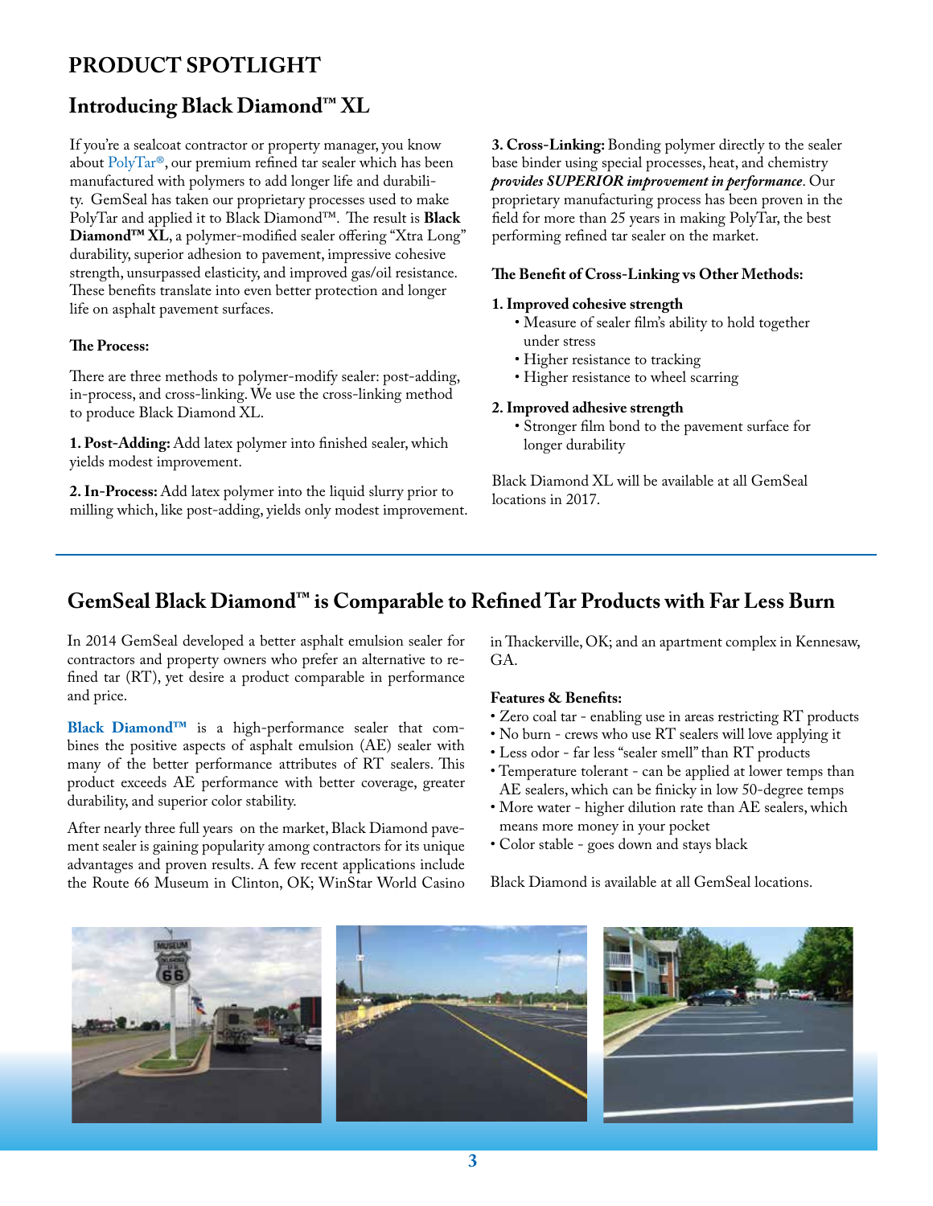# PRODUCT SPOTLIGHT

## Introducing Black Diamond™ XL

If you're a sealcoat contractor or property manager, you know about PolyTar®, our premium refined tar sealer which has been manufactured with polymers to add longer life and durability. GemSeal has taken our proprietary processes used to make PolyTar and applied it to Black Diamond™. The result is **Black Diamond™ XL**, a polymer-modified sealer offering "Xtra Long" durability, superior adhesion to pavement, impressive cohesive strength, unsurpassed elasticity, and improved gas/oil resistance. These benefits translate into even better protection and longer life on asphalt pavement surfaces.

**The Process:**

There are three methods to polymer-modify sealer: post-adding, in-process, and cross-linking. We use the cross-linking method to produce Black Diamond XL.

**1. Post-Adding:** Add latex polymer into finished sealer, which yields modest improvement.

**2. In-Process:** Add latex polymer into the liquid slurry prior to milling which, like post-adding, yields only modest improvement.

**3. Cross-Linking:** Bonding polymer directly to the sealer base binder using special processes, heat, and chemistry ***provides SUPERIOR improvement in performance***. Our proprietary manufacturing process has been proven in the field for more than 25 years in making PolyTar, the best performing refined tar sealer on the market.

**The Benefit of Cross-Linking vs Other Methods:**

**1. Improved cohesive strength**
- Measure of sealer film's ability to hold together under stress
- Higher resistance to tracking
- Higher resistance to wheel scarring

**2. Improved adhesive strength**
- Stronger film bond to the pavement surface for longer durability

Black Diamond XL will be available at all GemSeal locations in 2017.

## GemSeal Black Diamond™ is Comparable to Refined Tar Products with Far Less Burn

In 2014 GemSeal developed a better asphalt emulsion sealer for contractors and property owners who prefer an alternative to refined tar (RT), yet desire a product comparable in performance and price.

**Black Diamond™** is a high-performance sealer that combines the positive aspects of asphalt emulsion (AE) sealer with many of the better performance attributes of RT sealers. This product exceeds AE performance with better coverage, greater durability, and superior color stability.

After nearly three full years on the market, Black Diamond pavement sealer is gaining popularity among contractors for its unique advantages and proven results. A few recent applications include the Route 66 Museum in Clinton, OK; WinStar World Casino in Thackerville, OK; and an apartment complex in Kennesaw, GA.

**Features & Benefits:**
- Zero coal tar - enabling use in areas restricting RT products
- No burn - crews who use RT sealers will love applying it
- Less odor - far less "sealer smell" than RT products
- Temperature tolerant - can be applied at lower temps than AE sealers, which can be finicky in low 50-degree temps
- More water - higher dilution rate than AE sealers, which means more money in your pocket
- Color stable - goes down and stays black

Black Diamond is available at all GemSeal locations.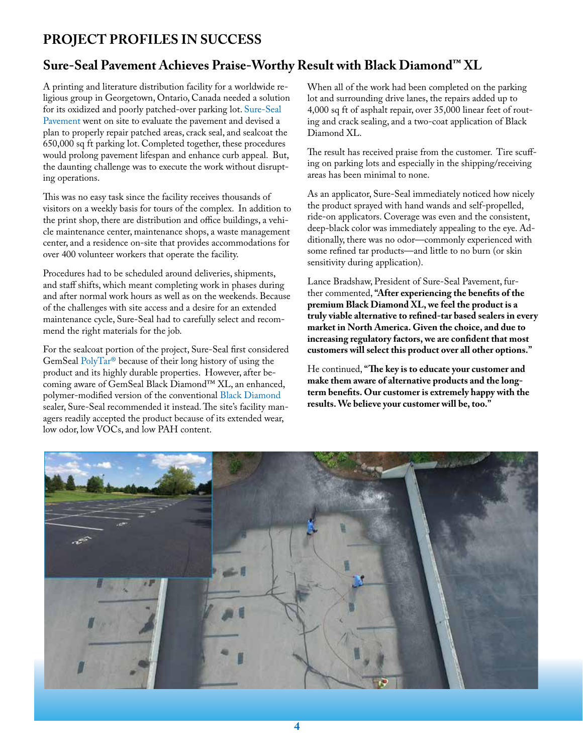# PROJECT PROFILES IN SUCCESS

## Sure-Seal Pavement Achieves Praise-Worthy Result with Black Diamond™ XL

A printing and literature distribution facility for a worldwide religious group in Georgetown, Ontario, Canada needed a solution for its oxidized and poorly patched-over parking lot. Sure-Seal Pavement went on site to evaluate the pavement and devised a plan to properly repair patched areas, crack seal, and sealcoat the 650,000 sq ft parking lot. Completed together, these procedures would prolong pavement lifespan and enhance curb appeal. But, the daunting challenge was to execute the work without disrupting operations.

This was no easy task since the facility receives thousands of visitors on a weekly basis for tours of the complex. In addition to the print shop, there are distribution and office buildings, a vehicle maintenance center, maintenance shops, a waste management center, and a residence on-site that provides accommodations for over 400 volunteer workers that operate the facility.

Procedures had to be scheduled around deliveries, shipments, and staff shifts, which meant completing work in phases during and after normal work hours as well as on the weekends. Because of the challenges with site access and a desire for an extended maintenance cycle, Sure-Seal had to carefully select and recommend the right materials for the job.

For the sealcoat portion of the project, Sure-Seal first considered GemSeal PolyTar® because of their long history of using the product and its highly durable properties. However, after becoming aware of GemSeal Black Diamond™ XL, an enhanced, polymer-modified version of the conventional Black Diamond sealer, Sure-Seal recommended it instead. The site's facility managers readily accepted the product because of its extended wear, low odor, low VOCs, and low PAH content.

When all of the work had been completed on the parking lot and surrounding drive lanes, the repairs added up to 4,000 sq ft of asphalt repair, over 35,000 linear feet of routing and crack sealing, and a two-coat application of Black Diamond XL.

The result has received praise from the customer. Tire scuffing on parking lots and especially in the shipping/receiving areas has been minimal to none.

As an applicator, Sure-Seal immediately noticed how nicely the product sprayed with hand wands and self-propelled, ride-on applicators. Coverage was even and the consistent, deep-black color was immediately appealing to the eye. Additionally, there was no odor—commonly experienced with some refined tar products—and little to no burn (or skin sensitivity during application).

Lance Bradshaw, President of Sure-Seal Pavement, further commented, **"After experiencing the benefits of the premium Black Diamond XL, we feel the product is a truly viable alternative to refined-tar based sealers in every market in North America. Given the choice, and due to increasing regulatory factors, we are confident that most customers will select this product over all other options."**

He continued, **"The key is to educate your customer and make them aware of alternative products and the long-term benefits. Our customer is extremely happy with the results. We believe your customer will be, too."**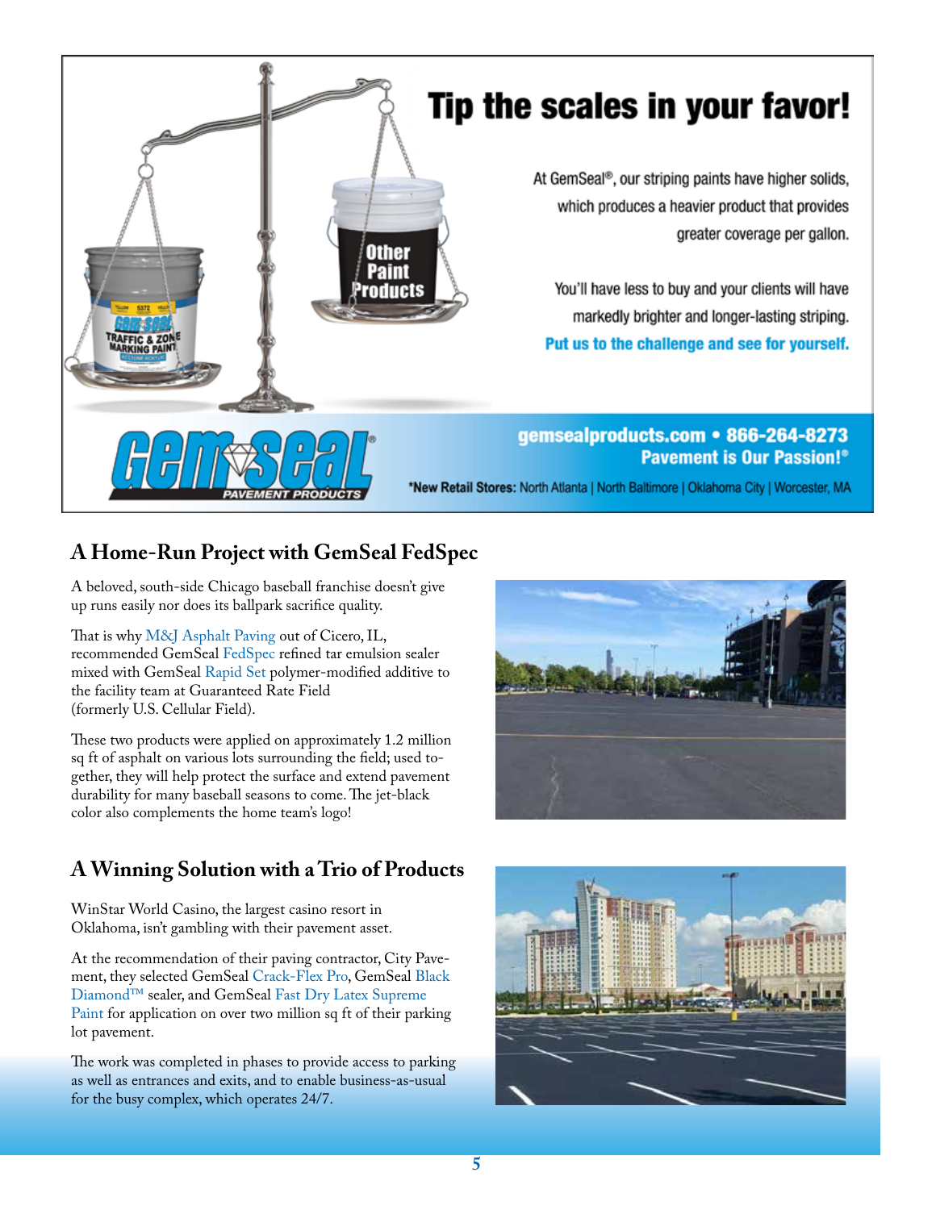# Tip the scales in your favor!

At GemSeal®, our striping paints have higher solids, which produces a heavier product that provides greater coverage per gallon.

You'll have less to buy and your clients will have markedly brighter and longer-lasting striping.

**Put us to the challenge and see for yourself.**

**gemsealproducts.com • 866-264-8273**
**Pavement is Our Passion!®**

***New Retail Stores:** North Atlanta | North Baltimore | Oklahoma City | Worcester, MA

## A Home-Run Project with GemSeal FedSpec

A beloved, south-side Chicago baseball franchise doesn't give up runs easily nor does its ballpark sacrifice quality.

That is why M&J Asphalt Paving out of Cicero, IL, recommended GemSeal FedSpec refined tar emulsion sealer mixed with GemSeal Rapid Set polymer-modified additive to the facility team at Guaranteed Rate Field (formerly U.S. Cellular Field).

These two products were applied on approximately 1.2 million sq ft of asphalt on various lots surrounding the field; used together, they will help protect the surface and extend pavement durability for many baseball seasons to come. The jet-black color also complements the home team's logo!

## A Winning Solution with a Trio of Products

WinStar World Casino, the largest casino resort in Oklahoma, isn't gambling with their pavement asset.

At the recommendation of their paving contractor, City Pavement, they selected GemSeal Crack-Flex Pro, GemSeal Black Diamond™ sealer, and GemSeal Fast Dry Latex Supreme Paint for application on over two million sq ft of their parking lot pavement.

The work was completed in phases to provide access to parking as well as entrances and exits, and to enable business-as-usual for the busy complex, which operates 24/7.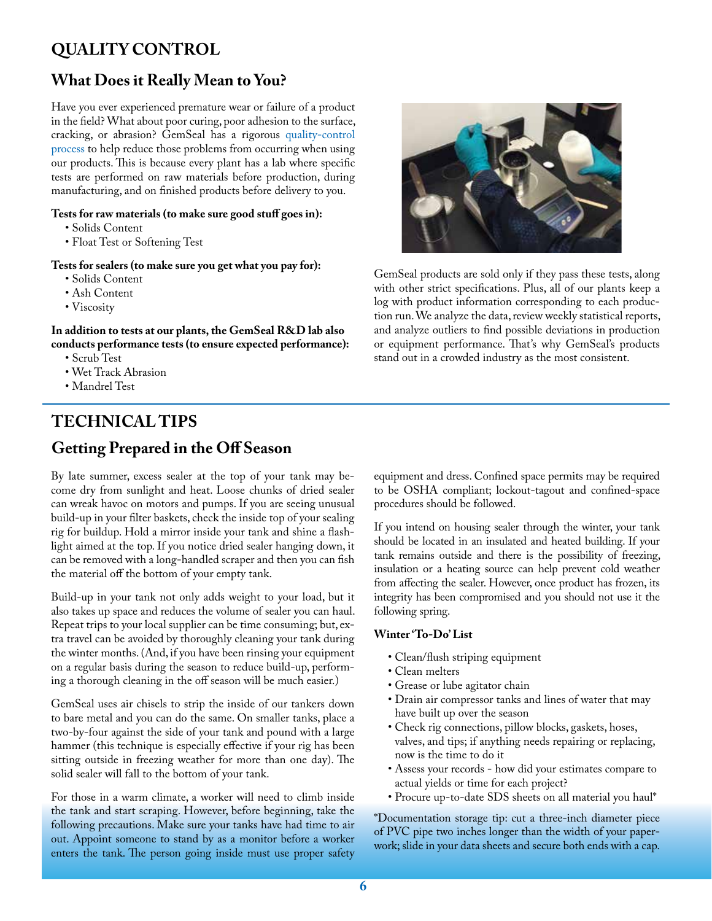# QUALITY CONTROL

## What Does it Really Mean to You?

Have you ever experienced premature wear or failure of a product in the field? What about poor curing, poor adhesion to the surface, cracking, or abrasion? GemSeal has a rigorous quality-control process to help reduce those problems from occurring when using our products. This is because every plant has a lab where specific tests are performed on raw materials before production, during manufacturing, and on finished products before delivery to you.

**Tests for raw materials (to make sure good stuff goes in):**

- Solids Content
- Float Test or Softening Test

**Tests for sealers (to make sure you get what you pay for):**

- Solids Content
- Ash Content
- Viscosity

**In addition to tests at our plants, the GemSeal R&D lab also conducts performance tests (to ensure expected performance):**

- Scrub Test
- Wet Track Abrasion
- Mandrel Test

GemSeal products are sold only if they pass these tests, along with other strict specifications. Plus, all of our plants keep a log with product information corresponding to each production run. We analyze the data, review weekly statistical reports, and analyze outliers to find possible deviations in production or equipment performance. That's why GemSeal's products stand out in a crowded industry as the most consistent.

# TECHNICAL TIPS

## Getting Prepared in the Off Season

By late summer, excess sealer at the top of your tank may become dry from sunlight and heat. Loose chunks of dried sealer can wreak havoc on motors and pumps. If you are seeing unusual build-up in your filter baskets, check the inside top of your sealing rig for buildup. Hold a mirror inside your tank and shine a flashlight aimed at the top. If you notice dried sealer hanging down, it can be removed with a long-handled scraper and then you can fish the material off the bottom of your empty tank.

Build-up in your tank not only adds weight to your load, but it also takes up space and reduces the volume of sealer you can haul. Repeat trips to your local supplier can be time consuming; but, extra travel can be avoided by thoroughly cleaning your tank during the winter months. (And, if you have been rinsing your equipment on a regular basis during the season to reduce build-up, performing a thorough cleaning in the off season will be much easier.)

GemSeal uses air chisels to strip the inside of our tankers down to bare metal and you can do the same. On smaller tanks, place a two-by-four against the side of your tank and pound with a large hammer (this technique is especially effective if your rig has been sitting outside in freezing weather for more than one day). The solid sealer will fall to the bottom of your tank.

For those in a warm climate, a worker will need to climb inside the tank and start scraping. However, before beginning, take the following precautions. Make sure your tanks have had time to air out. Appoint someone to stand by as a monitor before a worker enters the tank. The person going inside must use proper safety equipment and dress. Confined space permits may be required to be OSHA compliant; lockout-tagout and confined-space procedures should be followed.

If you intend on housing sealer through the winter, your tank should be located in an insulated and heated building. If your tank remains outside and there is the possibility of freezing, insulation or a heating source can help prevent cold weather from affecting the sealer. However, once product has frozen, its integrity has been compromised and you should not use it the following spring.

**Winter 'To-Do' List**

- Clean/flush striping equipment
- Clean melters
- Grease or lube agitator chain
- Drain air compressor tanks and lines of water that may have built up over the season
- Check rig connections, pillow blocks, gaskets, hoses, valves, and tips; if anything needs repairing or replacing, now is the time to do it
- Assess your records - how did your estimates compare to actual yields or time for each project?
- Procure up-to-date SDS sheets on all material you haul*

*Documentation storage tip: cut a three-inch diameter piece of PVC pipe two inches longer than the width of your paperwork; slide in your data sheets and secure both ends with a cap.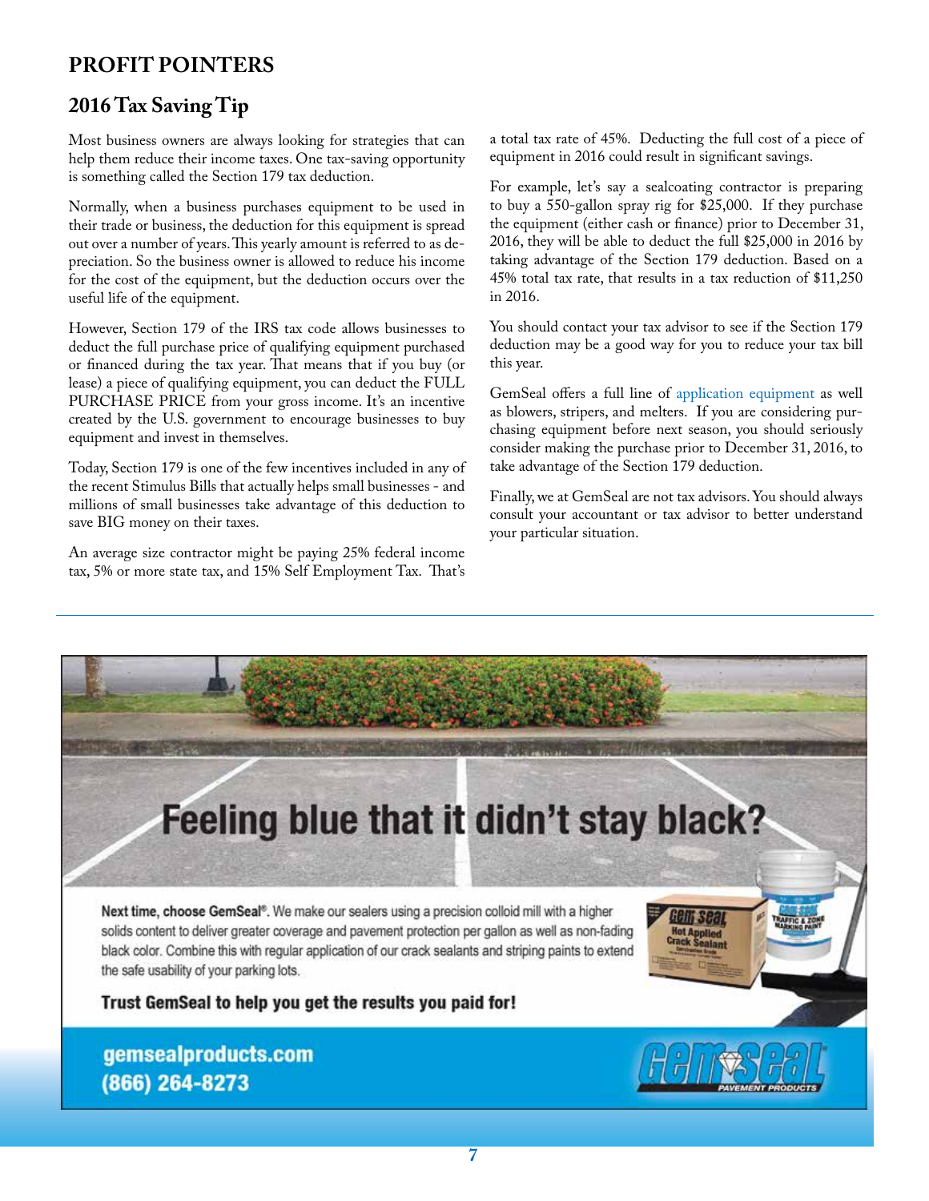## PROFIT POINTERS

### 2016 Tax Saving Tip

Most business owners are always looking for strategies that can help them reduce their income taxes. One tax-saving opportunity is something called the Section 179 tax deduction.

Normally, when a business purchases equipment to be used in their trade or business, the deduction for this equipment is spread out over a number of years. This yearly amount is referred to as depreciation. So the business owner is allowed to reduce his income for the cost of the equipment, but the deduction occurs over the useful life of the equipment.

However, Section 179 of the IRS tax code allows businesses to deduct the full purchase price of qualifying equipment purchased or financed during the tax year. That means that if you buy (or lease) a piece of qualifying equipment, you can deduct the FULL PURCHASE PRICE from your gross income. It's an incentive created by the U.S. government to encourage businesses to buy equipment and invest in themselves.

Today, Section 179 is one of the few incentives included in any of the recent Stimulus Bills that actually helps small businesses - and millions of small businesses take advantage of this deduction to save BIG money on their taxes.

An average size contractor might be paying 25% federal income tax, 5% or more state tax, and 15% Self Employment Tax. That's a total tax rate of 45%. Deducting the full cost of a piece of equipment in 2016 could result in significant savings.

For example, let's say a sealcoating contractor is preparing to buy a 550-gallon spray rig for $25,000. If they purchase the equipment (either cash or finance) prior to December 31, 2016, they will be able to deduct the full $25,000 in 2016 by taking advantage of the Section 179 deduction. Based on a 45% total tax rate, that results in a tax reduction of $11,250 in 2016.

You should contact your tax advisor to see if the Section 179 deduction may be a good way for you to reduce your tax bill this year.

GemSeal offers a full line of application equipment as well as blowers, stripers, and melters. If you are considering purchasing equipment before next season, you should seriously consider making the purchase prior to December 31, 2016, to take advantage of the Section 179 deduction.

Finally, we at GemSeal are not tax advisors. You should always consult your accountant or tax advisor to better understand your particular situation.

---

# Feeling blue that it didn't stay black?

**Next time, choose GemSeal®.** We make our sealers using a precision colloid mill with a higher solids content to deliver greater coverage and pavement protection per gallon as well as non-fading black color. Combine this with regular application of our crack sealants and striping paints to extend the safe usability of your parking lots.

**Trust GemSeal to help you get the results you paid for!**

**gemsealproducts.com**
**(866) 264-8273**

GemSeal Pavement Products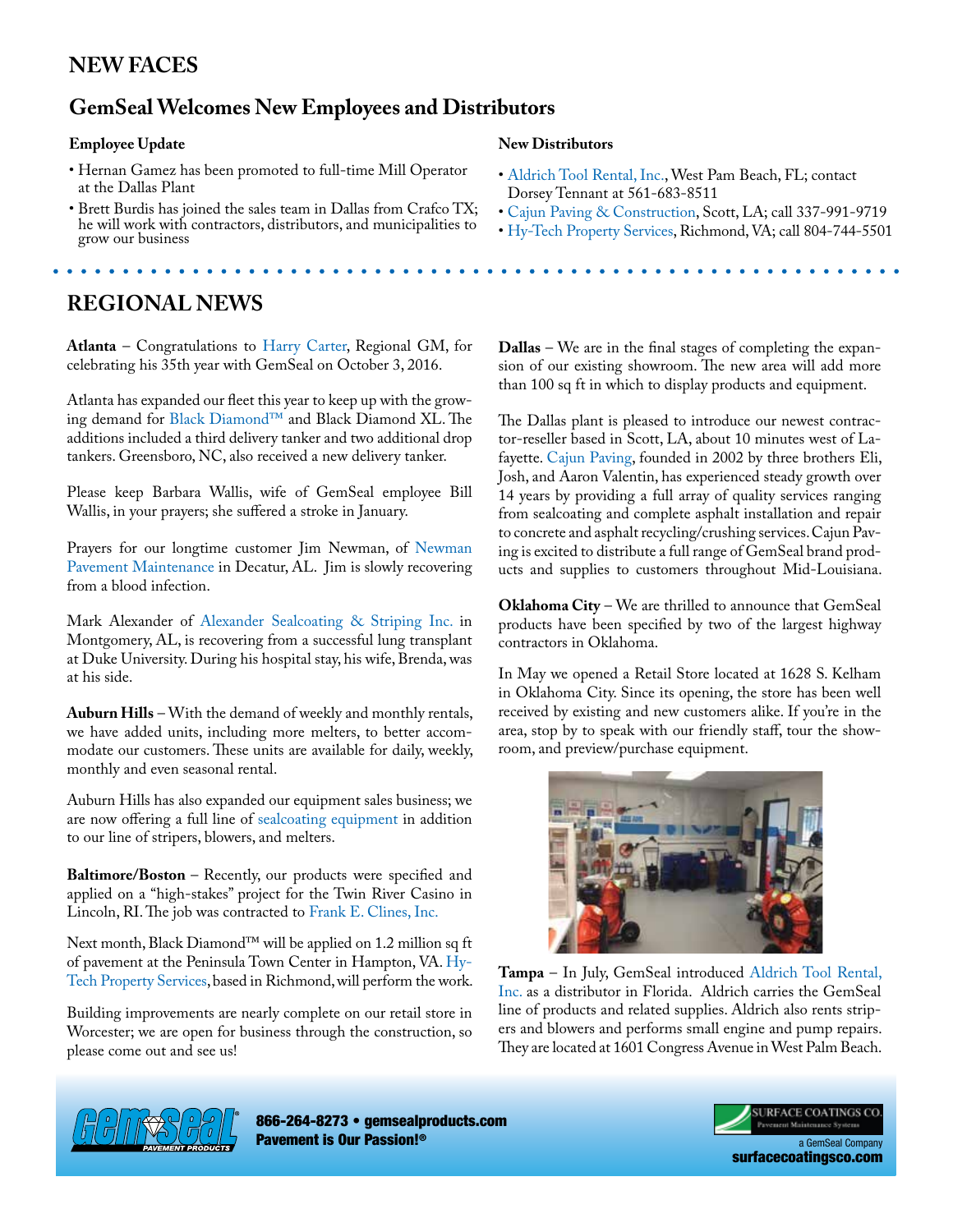# NEW FACES

## GemSeal Welcomes New Employees and Distributors

### Employee Update

- Hernan Gamez has been promoted to full-time Mill Operator at the Dallas Plant
- Brett Burdis has joined the sales team in Dallas from Crafco TX; he will work with contractors, distributors, and municipalities to grow our business

### New Distributors

- Aldrich Tool Rental, Inc., West Pam Beach, FL; contact Dorsey Tennant at 561-683-8511
- Cajun Paving & Construction, Scott, LA; call 337-991-9719
- Hy-Tech Property Services, Richmond, VA; call 804-744-5501

# REGIONAL NEWS

**Atlanta** – Congratulations to Harry Carter, Regional GM, for celebrating his 35th year with GemSeal on October 3, 2016.

Atlanta has expanded our fleet this year to keep up with the growing demand for Black Diamond™ and Black Diamond XL. The additions included a third delivery tanker and two additional drop tankers. Greensboro, NC, also received a new delivery tanker.

Please keep Barbara Wallis, wife of GemSeal employee Bill Wallis, in your prayers; she suffered a stroke in January.

Prayers for our longtime customer Jim Newman, of Newman Pavement Maintenance in Decatur, AL. Jim is slowly recovering from a blood infection.

Mark Alexander of Alexander Sealcoating & Striping Inc. in Montgomery, AL, is recovering from a successful lung transplant at Duke University. During his hospital stay, his wife, Brenda, was at his side.

**Auburn Hills** – With the demand of weekly and monthly rentals, we have added units, including more melters, to better accommodate our customers. These units are available for daily, weekly, monthly and even seasonal rental.

Auburn Hills has also expanded our equipment sales business; we are now offering a full line of sealcoating equipment in addition to our line of stripers, blowers, and melters.

**Baltimore/Boston** – Recently, our products were specified and applied on a "high-stakes" project for the Twin River Casino in Lincoln, RI. The job was contracted to Frank E. Clines, Inc.

Next month, Black Diamond™ will be applied on 1.2 million sq ft of pavement at the Peninsula Town Center in Hampton, VA. Hy-Tech Property Services, based in Richmond, will perform the work.

Building improvements are nearly complete on our retail store in Worcester; we are open for business through the construction, so please come out and see us!

**Dallas** – We are in the final stages of completing the expansion of our existing showroom. The new area will add more than 100 sq ft in which to display products and equipment.

The Dallas plant is pleased to introduce our newest contractor-reseller based in Scott, LA, about 10 minutes west of Lafayette. Cajun Paving, founded in 2002 by three brothers Eli, Josh, and Aaron Valentin, has experienced steady growth over 14 years by providing a full array of quality services ranging from sealcoating and complete asphalt installation and repair to concrete and asphalt recycling/crushing services. Cajun Paving is excited to distribute a full range of GemSeal brand products and supplies to customers throughout Mid-Louisiana.

**Oklahoma City** – We are thrilled to announce that GemSeal products have been specified by two of the largest highway contractors in Oklahoma.

In May we opened a Retail Store located at 1628 S. Kelham in Oklahoma City. Since its opening, the store has been well received by existing and new customers alike. If you're in the area, stop by to speak with our friendly staff, tour the showroom, and preview/purchase equipment.

**Tampa** – In July, GemSeal introduced Aldrich Tool Rental, Inc. as a distributor in Florida. Aldrich carries the GemSeal line of products and related supplies. Aldrich also rents stripers and blowers and performs small engine and pump repairs. They are located at 1601 Congress Avenue in West Palm Beach.

866-264-8273 • gemsealproducts.com
Pavement is Our Passion!®

Surface Coatings Co. — a GemSeal Company
surfacecoatingsco.com